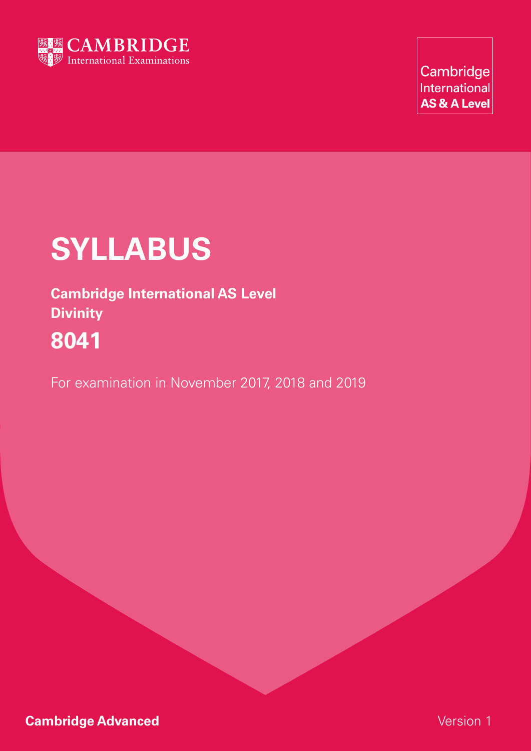CAMBRIDGE
International Examinations

Cambridge
International
**AS & A Level**

# SYLLABUS

**Cambridge International AS Level**
**Divinity**

## 8041

For examination in November 2017, 2018 and 2019

**Cambridge Advanced**

Version 1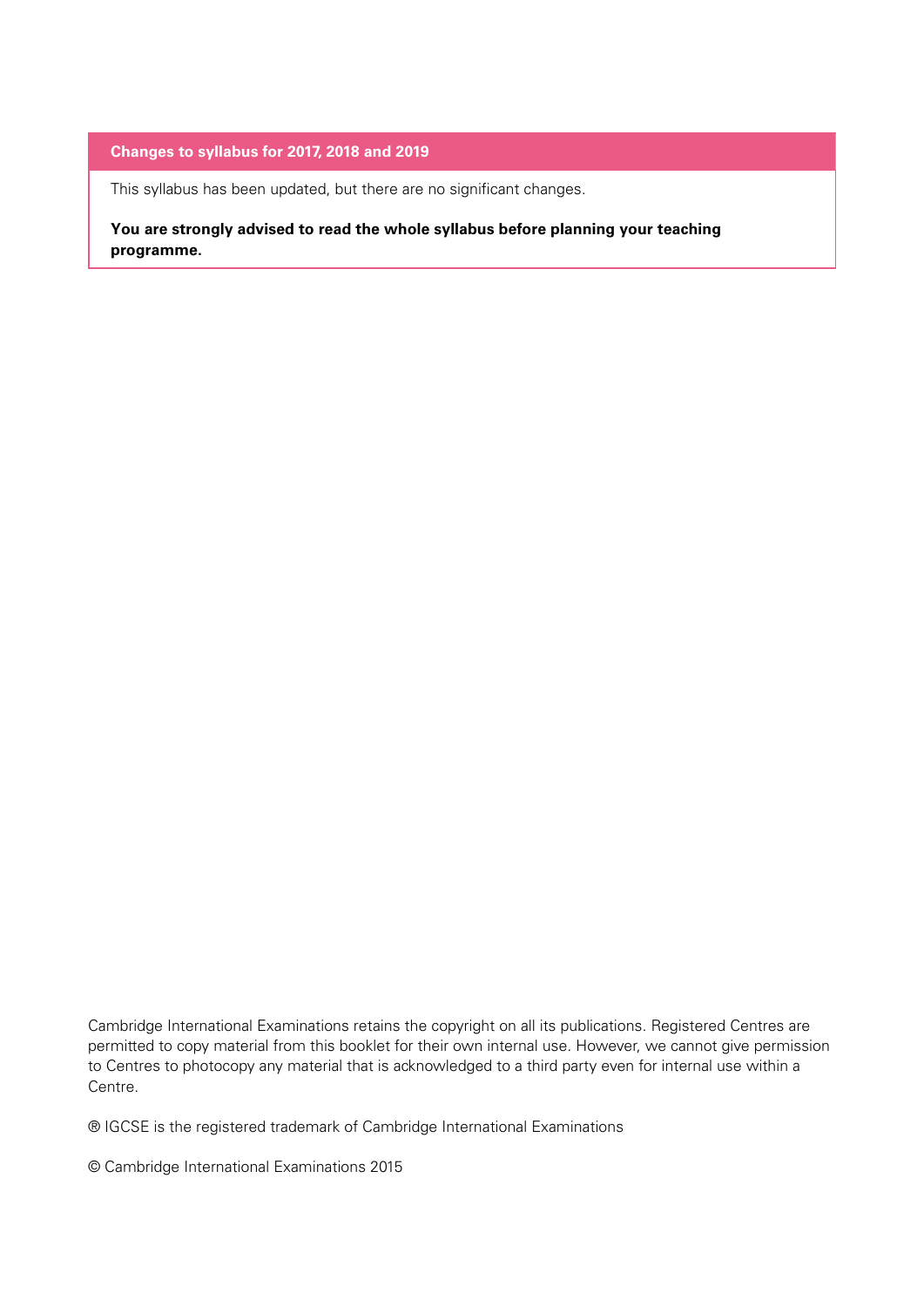**Changes to syllabus for 2017, 2018 and 2019**

This syllabus has been updated, but there are no significant changes.

**You are strongly advised to read the whole syllabus before planning your teaching programme.**

Cambridge International Examinations retains the copyright on all its publications. Registered Centres are permitted to copy material from this booklet for their own internal use. However, we cannot give permission to Centres to photocopy any material that is acknowledged to a third party even for internal use within a Centre.

® IGCSE is the registered trademark of Cambridge International Examinations

© Cambridge International Examinations 2015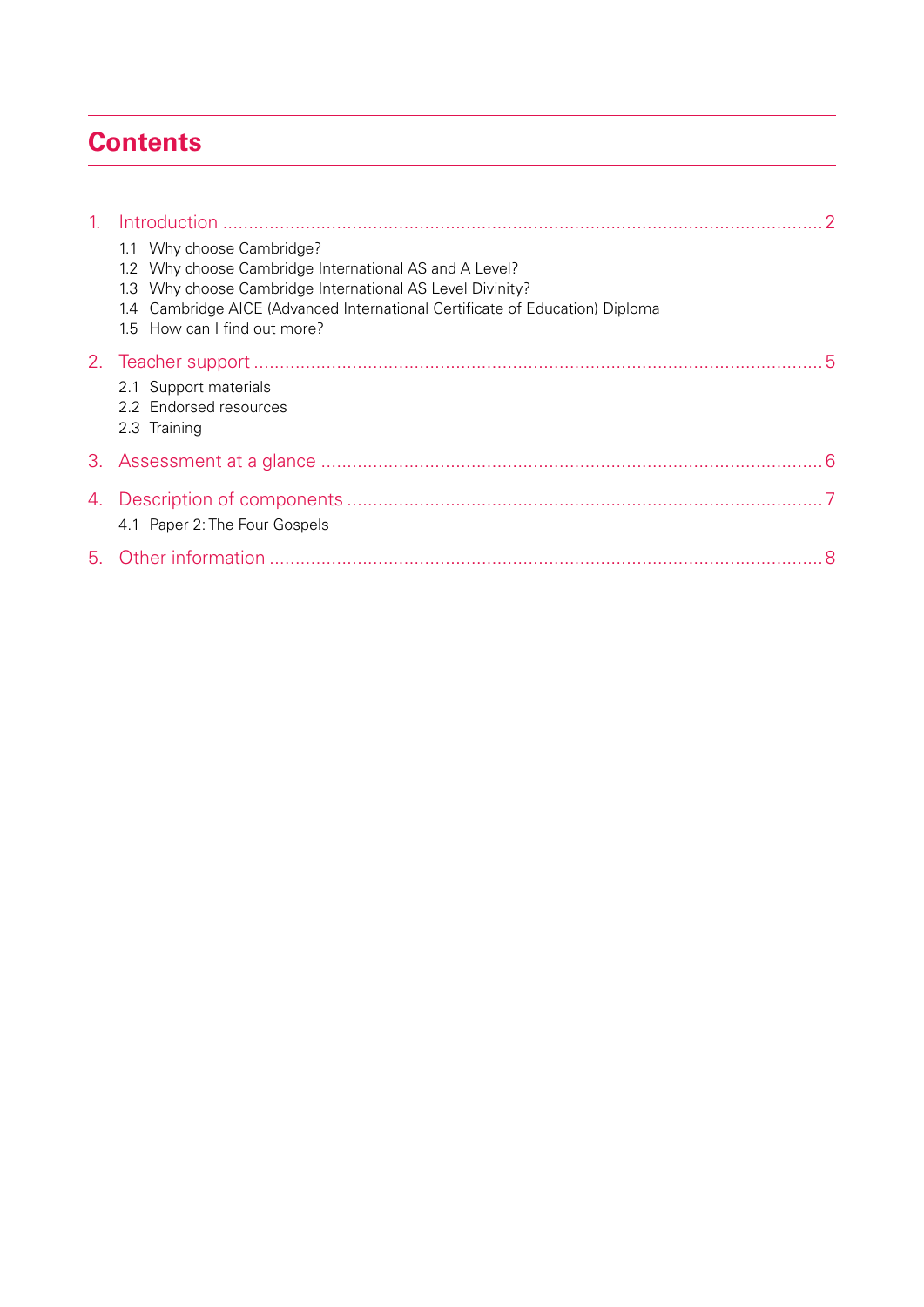# Contents

1. Introduction ........................................................................................................................ 2
   - 1.1 Why choose Cambridge?
   - 1.2 Why choose Cambridge International AS and A Level?
   - 1.3 Why choose Cambridge International AS Level Divinity?
   - 1.4 Cambridge AICE (Advanced International Certificate of Education) Diploma
   - 1.5 How can I find out more?

2. Teacher support ................................................................................................................. 5
   - 2.1 Support materials
   - 2.2 Endorsed resources
   - 2.3 Training

3. Assessment at a glance ..................................................................................................... 6

4. Description of components ................................................................................................ 7
   - 4.1 Paper 2: The Four Gospels

5. Other information ............................................................................................................... 8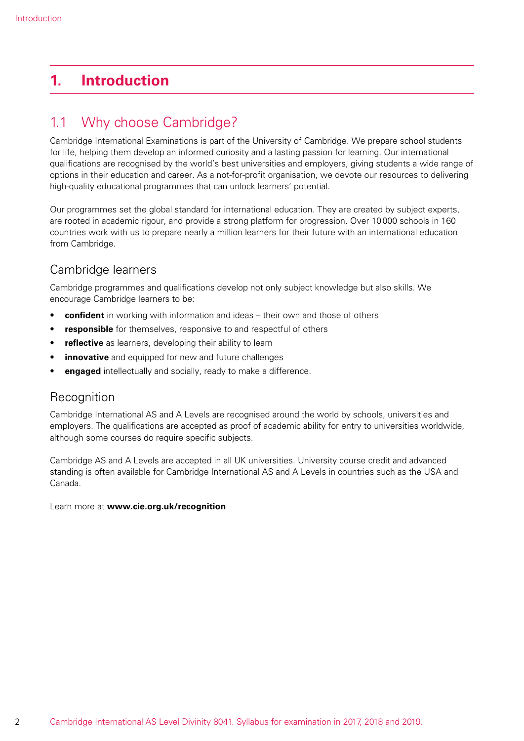# 1. Introduction

## 1.1 Why choose Cambridge?

Cambridge International Examinations is part of the University of Cambridge. We prepare school students for life, helping them develop an informed curiosity and a lasting passion for learning. Our international qualifications are recognised by the world's best universities and employers, giving students a wide range of options in their education and career. As a not-for-profit organisation, we devote our resources to delivering high-quality educational programmes that can unlock learners' potential.

Our programmes set the global standard for international education. They are created by subject experts, are rooted in academic rigour, and provide a strong platform for progression. Over 10 000 schools in 160 countries work with us to prepare nearly a million learners for their future with an international education from Cambridge.

### Cambridge learners

Cambridge programmes and qualifications develop not only subject knowledge but also skills. We encourage Cambridge learners to be:

- **confident** in working with information and ideas – their own and those of others
- **responsible** for themselves, responsive to and respectful of others
- **reflective** as learners, developing their ability to learn
- **innovative** and equipped for new and future challenges
- **engaged** intellectually and socially, ready to make a difference.

### Recognition

Cambridge International AS and A Levels are recognised around the world by schools, universities and employers. The qualifications are accepted as proof of academic ability for entry to universities worldwide, although some courses do require specific subjects.

Cambridge AS and A Levels are accepted in all UK universities. University course credit and advanced standing is often available for Cambridge International AS and A Levels in countries such as the USA and Canada.

Learn more at **www.cie.org.uk/recognition**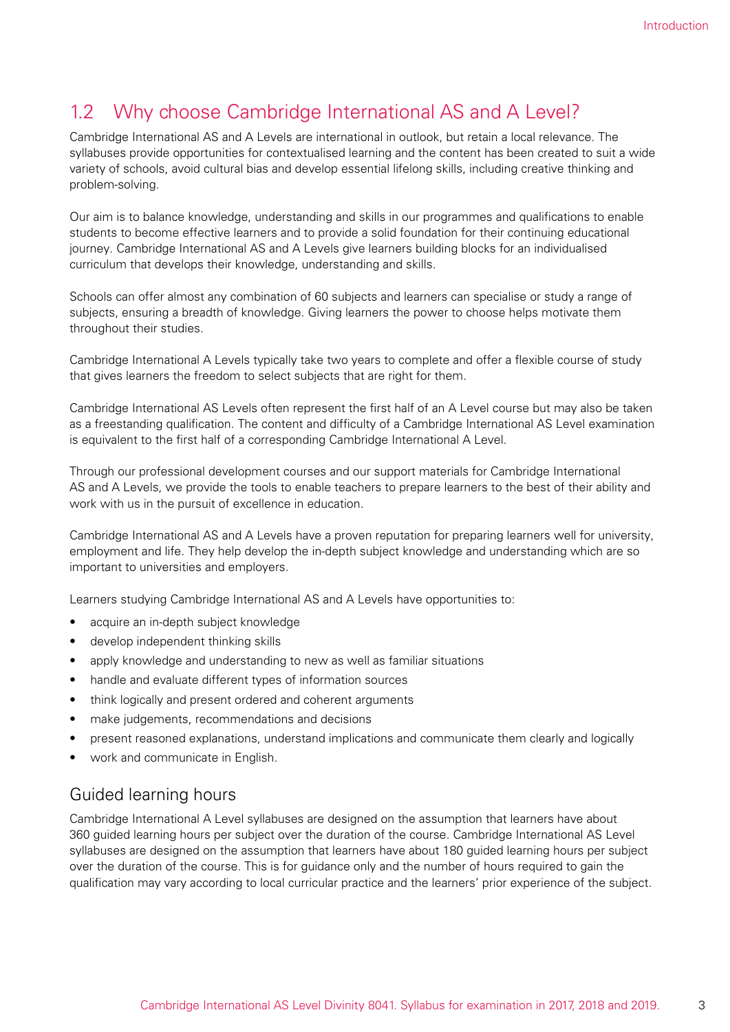## 1.2 Why choose Cambridge International AS and A Level?

Cambridge International AS and A Levels are international in outlook, but retain a local relevance. The syllabuses provide opportunities for contextualised learning and the content has been created to suit a wide variety of schools, avoid cultural bias and develop essential lifelong skills, including creative thinking and problem-solving.

Our aim is to balance knowledge, understanding and skills in our programmes and qualifications to enable students to become effective learners and to provide a solid foundation for their continuing educational journey. Cambridge International AS and A Levels give learners building blocks for an individualised curriculum that develops their knowledge, understanding and skills.

Schools can offer almost any combination of 60 subjects and learners can specialise or study a range of subjects, ensuring a breadth of knowledge. Giving learners the power to choose helps motivate them throughout their studies.

Cambridge International A Levels typically take two years to complete and offer a flexible course of study that gives learners the freedom to select subjects that are right for them.

Cambridge International AS Levels often represent the first half of an A Level course but may also be taken as a freestanding qualification. The content and difficulty of a Cambridge International AS Level examination is equivalent to the first half of a corresponding Cambridge International A Level.

Through our professional development courses and our support materials for Cambridge International AS and A Levels, we provide the tools to enable teachers to prepare learners to the best of their ability and work with us in the pursuit of excellence in education.

Cambridge International AS and A Levels have a proven reputation for preparing learners well for university, employment and life. They help develop the in-depth subject knowledge and understanding which are so important to universities and employers.

Learners studying Cambridge International AS and A Levels have opportunities to:

- acquire an in-depth subject knowledge
- develop independent thinking skills
- apply knowledge and understanding to new as well as familiar situations
- handle and evaluate different types of information sources
- think logically and present ordered and coherent arguments
- make judgements, recommendations and decisions
- present reasoned explanations, understand implications and communicate them clearly and logically
- work and communicate in English.

### Guided learning hours

Cambridge International A Level syllabuses are designed on the assumption that learners have about 360 guided learning hours per subject over the duration of the course. Cambridge International AS Level syllabuses are designed on the assumption that learners have about 180 guided learning hours per subject over the duration of the course. This is for guidance only and the number of hours required to gain the qualification may vary according to local curricular practice and the learners' prior experience of the subject.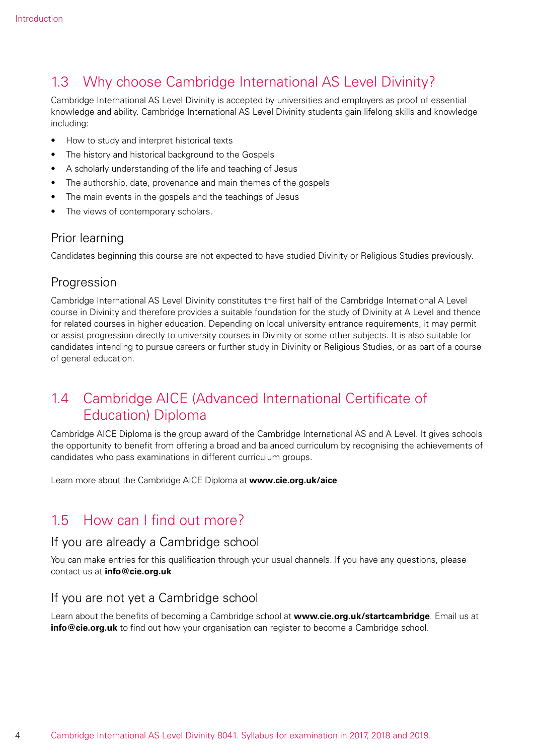## 1.3 Why choose Cambridge International AS Level Divinity?

Cambridge International AS Level Divinity is accepted by universities and employers as proof of essential knowledge and ability. Cambridge International AS Level Divinity students gain lifelong skills and knowledge including:

- How to study and interpret historical texts
- The history and historical background to the Gospels
- A scholarly understanding of the life and teaching of Jesus
- The authorship, date, provenance and main themes of the gospels
- The main events in the gospels and the teachings of Jesus
- The views of contemporary scholars.

### Prior learning

Candidates beginning this course are not expected to have studied Divinity or Religious Studies previously.

### Progression

Cambridge International AS Level Divinity constitutes the first half of the Cambridge International A Level course in Divinity and therefore provides a suitable foundation for the study of Divinity at A Level and thence for related courses in higher education. Depending on local university entrance requirements, it may permit or assist progression directly to university courses in Divinity or some other subjects. It is also suitable for candidates intending to pursue careers or further study in Divinity or Religious Studies, or as part of a course of general education.

## 1.4 Cambridge AICE (Advanced International Certificate of Education) Diploma

Cambridge AICE Diploma is the group award of the Cambridge International AS and A Level. It gives schools the opportunity to benefit from offering a broad and balanced curriculum by recognising the achievements of candidates who pass examinations in different curriculum groups.

Learn more about the Cambridge AICE Diploma at **www.cie.org.uk/aice**

## 1.5 How can I find out more?

### If you are already a Cambridge school

You can make entries for this qualification through your usual channels. If you have any questions, please contact us at **info@cie.org.uk**

### If you are not yet a Cambridge school

Learn about the benefits of becoming a Cambridge school at **www.cie.org.uk/startcambridge**. Email us at **info@cie.org.uk** to find out how your organisation can register to become a Cambridge school.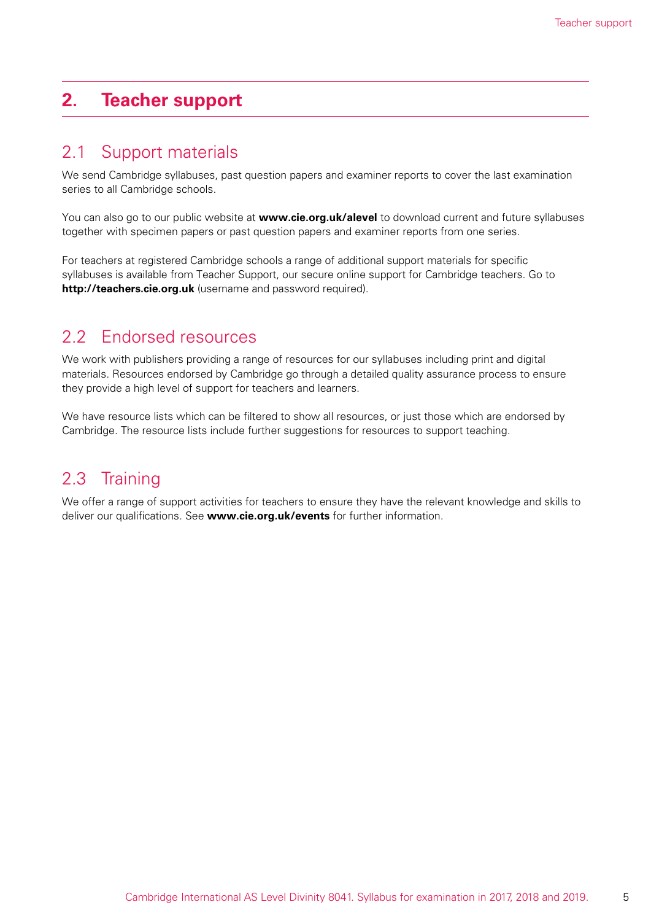## 2. Teacher support

### 2.1 Support materials

We send Cambridge syllabuses, past question papers and examiner reports to cover the last examination series to all Cambridge schools.

You can also go to our public website at **www.cie.org.uk/alevel** to download current and future syllabuses together with specimen papers or past question papers and examiner reports from one series.

For teachers at registered Cambridge schools a range of additional support materials for specific syllabuses is available from Teacher Support, our secure online support for Cambridge teachers. Go to **http://teachers.cie.org.uk** (username and password required).

### 2.2 Endorsed resources

We work with publishers providing a range of resources for our syllabuses including print and digital materials. Resources endorsed by Cambridge go through a detailed quality assurance process to ensure they provide a high level of support for teachers and learners.

We have resource lists which can be filtered to show all resources, or just those which are endorsed by Cambridge. The resource lists include further suggestions for resources to support teaching.

### 2.3 Training

We offer a range of support activities for teachers to ensure they have the relevant knowledge and skills to deliver our qualifications. See **www.cie.org.uk/events** for further information.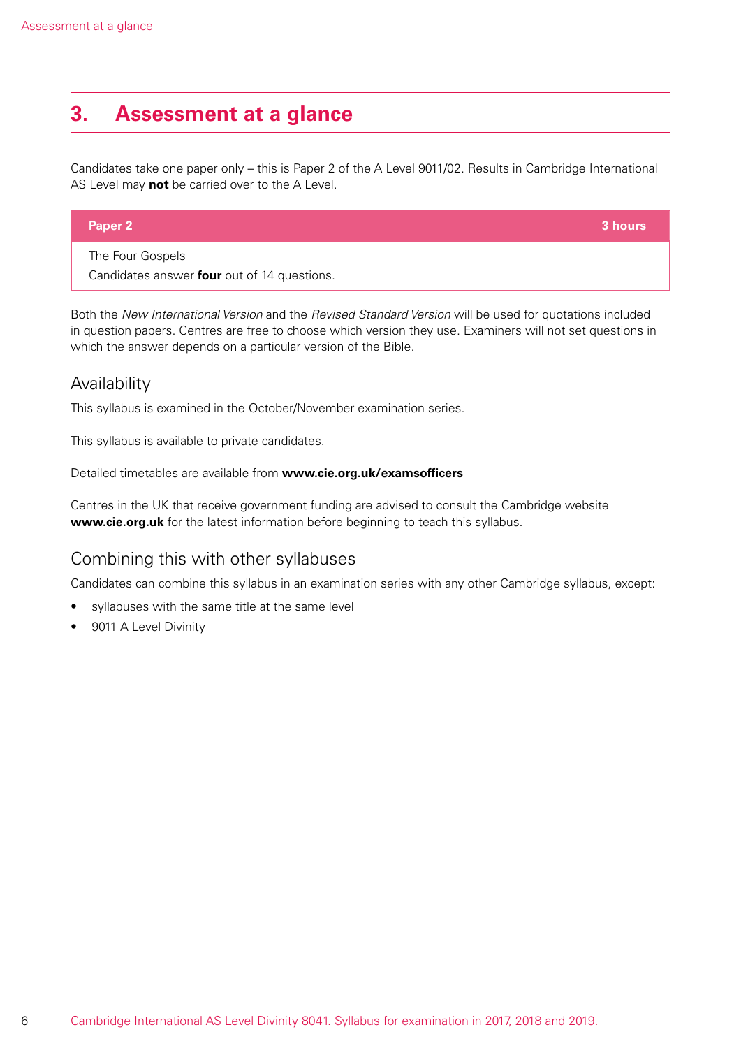## 3. Assessment at a glance

Candidates take one paper only – this is Paper 2 of the A Level 9011/02. Results in Cambridge International AS Level may **not** be carried over to the A Level.

| Paper 2 | 3 hours |
|---|---|
| The Four Gospels<br>Candidates answer **four** out of 14 questions. | |

Both the *New International Version* and the *Revised Standard Version* will be used for quotations included in question papers. Centres are free to choose which version they use. Examiners will not set questions in which the answer depends on a particular version of the Bible.

### Availability

This syllabus is examined in the October/November examination series.

This syllabus is available to private candidates.

Detailed timetables are available from **www.cie.org.uk/examsofficers**

Centres in the UK that receive government funding are advised to consult the Cambridge website **www.cie.org.uk** for the latest information before beginning to teach this syllabus.

### Combining this with other syllabuses

Candidates can combine this syllabus in an examination series with any other Cambridge syllabus, except:

- syllabuses with the same title at the same level
- 9011 A Level Divinity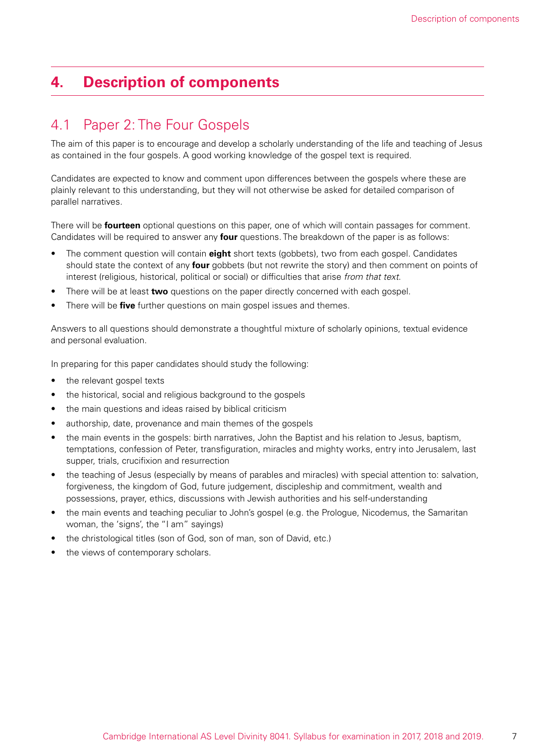# 4. Description of components

## 4.1 Paper 2: The Four Gospels

The aim of this paper is to encourage and develop a scholarly understanding of the life and teaching of Jesus as contained in the four gospels. A good working knowledge of the gospel text is required.

Candidates are expected to know and comment upon differences between the gospels where these are plainly relevant to this understanding, but they will not otherwise be asked for detailed comparison of parallel narratives.

There will be **fourteen** optional questions on this paper, one of which will contain passages for comment. Candidates will be required to answer any **four** questions. The breakdown of the paper is as follows:

- The comment question will contain **eight** short texts (gobbets), two from each gospel. Candidates should state the context of any **four** gobbets (but not rewrite the story) and then comment on points of interest (religious, historical, political or social) or difficulties that arise *from that text.*
- There will be at least **two** questions on the paper directly concerned with each gospel.
- There will be **five** further questions on main gospel issues and themes.

Answers to all questions should demonstrate a thoughtful mixture of scholarly opinions, textual evidence and personal evaluation.

In preparing for this paper candidates should study the following:

- the relevant gospel texts
- the historical, social and religious background to the gospels
- the main questions and ideas raised by biblical criticism
- authorship, date, provenance and main themes of the gospels
- the main events in the gospels: birth narratives, John the Baptist and his relation to Jesus, baptism, temptations, confession of Peter, transfiguration, miracles and mighty works, entry into Jerusalem, last supper, trials, crucifixion and resurrection
- the teaching of Jesus (especially by means of parables and miracles) with special attention to: salvation, forgiveness, the kingdom of God, future judgement, discipleship and commitment, wealth and possessions, prayer, ethics, discussions with Jewish authorities and his self-understanding
- the main events and teaching peculiar to John's gospel (e.g. the Prologue, Nicodemus, the Samaritan woman, the 'signs', the "I am" sayings)
- the christological titles (son of God, son of man, son of David, etc.)
- the views of contemporary scholars.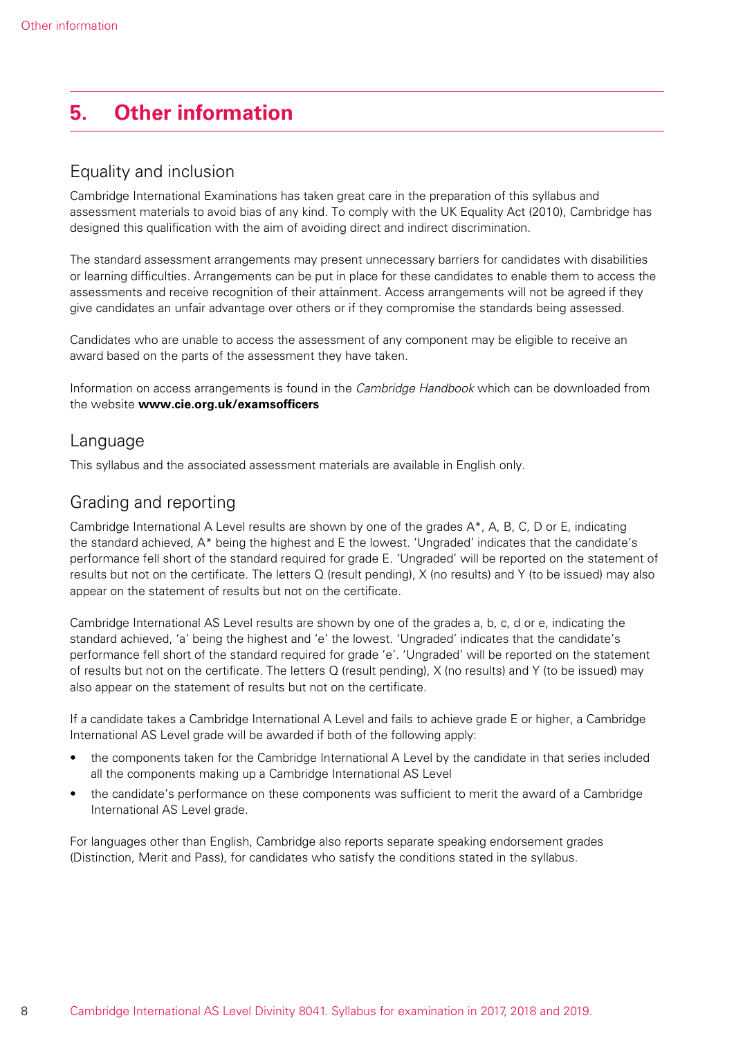# 5. Other information

## Equality and inclusion

Cambridge International Examinations has taken great care in the preparation of this syllabus and assessment materials to avoid bias of any kind. To comply with the UK Equality Act (2010), Cambridge has designed this qualification with the aim of avoiding direct and indirect discrimination.

The standard assessment arrangements may present unnecessary barriers for candidates with disabilities or learning difficulties. Arrangements can be put in place for these candidates to enable them to access the assessments and receive recognition of their attainment. Access arrangements will not be agreed if they give candidates an unfair advantage over others or if they compromise the standards being assessed.

Candidates who are unable to access the assessment of any component may be eligible to receive an award based on the parts of the assessment they have taken.

Information on access arrangements is found in the *Cambridge Handbook* which can be downloaded from the website **www.cie.org.uk/examsofficers**

## Language

This syllabus and the associated assessment materials are available in English only.

## Grading and reporting

Cambridge International A Level results are shown by one of the grades A*, A, B, C, D or E, indicating the standard achieved, A* being the highest and E the lowest. 'Ungraded' indicates that the candidate's performance fell short of the standard required for grade E. 'Ungraded' will be reported on the statement of results but not on the certificate. The letters Q (result pending), X (no results) and Y (to be issued) may also appear on the statement of results but not on the certificate.

Cambridge International AS Level results are shown by one of the grades a, b, c, d or e, indicating the standard achieved, 'a' being the highest and 'e' the lowest. 'Ungraded' indicates that the candidate's performance fell short of the standard required for grade 'e'. 'Ungraded' will be reported on the statement of results but not on the certificate. The letters Q (result pending), X (no results) and Y (to be issued) may also appear on the statement of results but not on the certificate.

If a candidate takes a Cambridge International A Level and fails to achieve grade E or higher, a Cambridge International AS Level grade will be awarded if both of the following apply:

- the components taken for the Cambridge International A Level by the candidate in that series included all the components making up a Cambridge International AS Level
- the candidate's performance on these components was sufficient to merit the award of a Cambridge International AS Level grade.

For languages other than English, Cambridge also reports separate speaking endorsement grades (Distinction, Merit and Pass), for candidates who satisfy the conditions stated in the syllabus.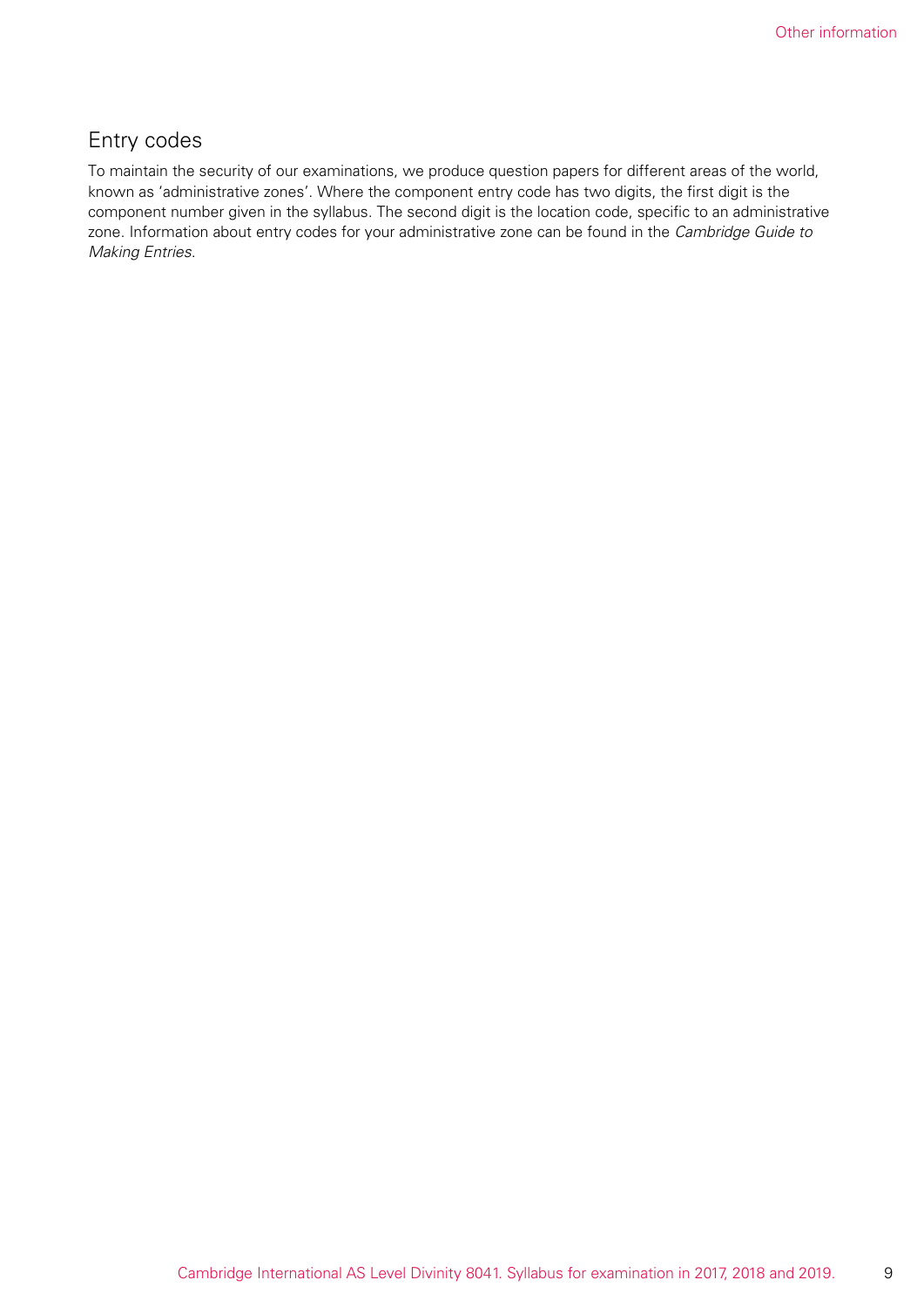## Entry codes

To maintain the security of our examinations, we produce question papers for different areas of the world, known as 'administrative zones'. Where the component entry code has two digits, the first digit is the component number given in the syllabus. The second digit is the location code, specific to an administrative zone. Information about entry codes for your administrative zone can be found in the *Cambridge Guide to Making Entries*.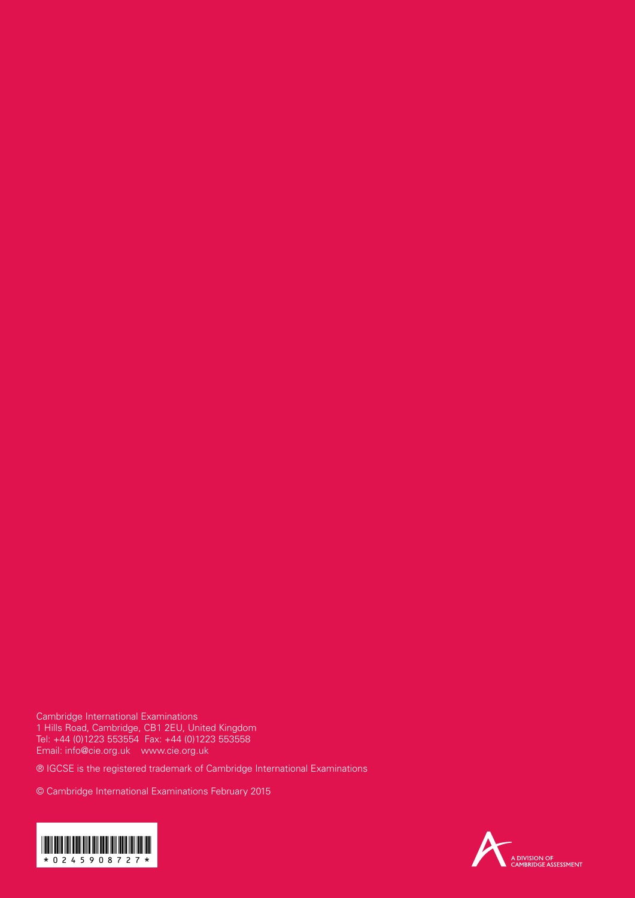Cambridge International Examinations
1 Hills Road, Cambridge, CB1 2EU, United Kingdom
Tel: +44 (0)1223 553554 Fax: +44 (0)1223 553558
Email: info@cie.org.uk www.cie.org.uk

® IGCSE is the registered trademark of Cambridge International Examinations

© Cambridge International Examinations February 2015

*0245908727*

A DIVISION OF
CAMBRIDGE ASSESSMENT